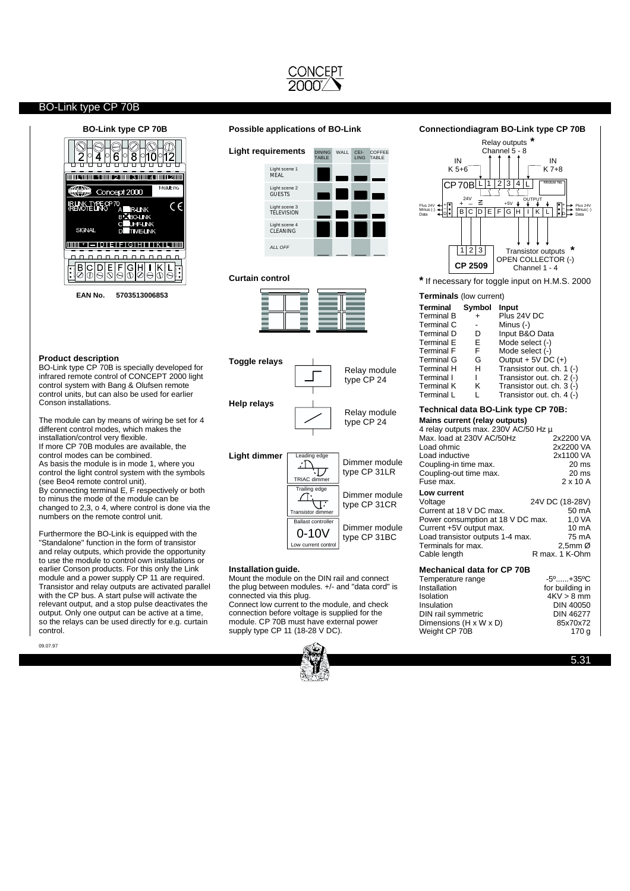# BO-Link type CP 70B

## BO-Link type CP 70B

**EAN No. 5703513006853**

### Product description

BO-Link type CP 70B is specially developed for infrared remote control of CONCEPT 2000 light control system with Bang & Olufsen remote control units, but can also be used for earlier Conson installations.

The module can by means of wiring be set for 4 different control modes, which makes the installation/control very flexible.
If more CP 70B modules are available, the control modes can be combined.
As basis the module is in mode 1, where you control the light control system with the symbols (see Beo4 remote control unit).
By connecting terminal E, F respectively or both to minus the mode of the module can be changed to 2,3, o 4, where control is done via the numbers on the remote control unit.

Furthermore the BO-Link is equipped with the "Standalone" function in the form of transistor and relay outputs, which provide the opportunity to use the module to control own installations or earlier Conson products. For this only the Link module and a power supply CP 11 are required. Transistor and relay outputs are activated parallel with the CP bus. A start pulse will activate the relevant output, and a stop pulse deactivates the output. Only one output can be active at a time, so the relays can be used directly for e.g. curtain control.

## Possible applications of BO-Link

**Light requirements**

**Curtain control**

**Toggle relays** — Relay module type CP 24

**Help relays** — Relay module type CP 24

**Light dimmer** — Dimmer module type CP 31LR (Leading edge, TRIAC dimmer); Dimmer module type CP 31CR (Trailing edge, Transistor dimmer); Dimmer module type CP 31BC (Ballast controller, 0-10V, Low current control)

### Installation guide.

Mount the module on the DIN rail and connect the plug between modules. +/- and "data cord" is connected via this plug.
Connect low current to the module, and check connection before voltage is supplied for the module. CP 70B must have external power supply type CP 11 (18-28 V DC).

## Connectiondiagram BO-Link type CP 70B

* If necessary for toggle input on H.M.S. 2000

### Terminals (low current)

| Terminal | Symbol | Input |
|---|---|---|
| Terminal B | + | Plus 24V DC |
| Terminal C | - | Minus (-) |
| Terminal D | D | Input B&O Data |
| Terminal E | E | Mode select (-) |
| Terminal F | F | Mode select (-) |
| Terminal G | G | Output + 5V DC (+) |
| Terminal H | H | Transistor out. ch. 1 (-) |
| Terminal I | I | Transistor out. ch. 2 (-) |
| Terminal K | K | Transistor out. ch. 3 (-) |
| Terminal L | L | Transistor out. ch. 4 (-) |

### Technical data BO-Link type CP 70B:

**Mains current (relay outputs)**

4 relay outputs max. 230V AC/50 Hz µ

| | |
|---|---|
| Max. load at 230V AC/50Hz | 2x2200 VA |
| Load ohmic | 2x2200 VA |
| Load inductive | 2x1100 VA |
| Coupling-in time max. | 20 ms |
| Coupling-out time max. | 20 ms |
| Fuse max. | 2 x 10 A |

**Low current**

| | |
|---|---|
| Voltage | 24V DC (18-28V) |
| Current at 18 V DC max. | 50 mA |
| Power consumption at 18 V DC max. | 1,0 VA |
| Current +5V output max. | 10 mA |
| Load transistor outputs 1-4 max. | 75 mA |
| Terminals for max. | 2,5mm Ø |
| Cable length | R max. 1 K-Ohm |

### Mechanical data for CP 70B

| | |
|---|---|
| Temperature range | -5º......+35ºC |
| Installation | for building in |
| Isolation | 4KV > 8 mm |
| Insulation | DIN 40050 |
| DIN rail symmetric | DIN 46277 |
| Dimensions (H x W x D) | 85x70x72 |
| Weight CP 70B | 170 g |

09.07.97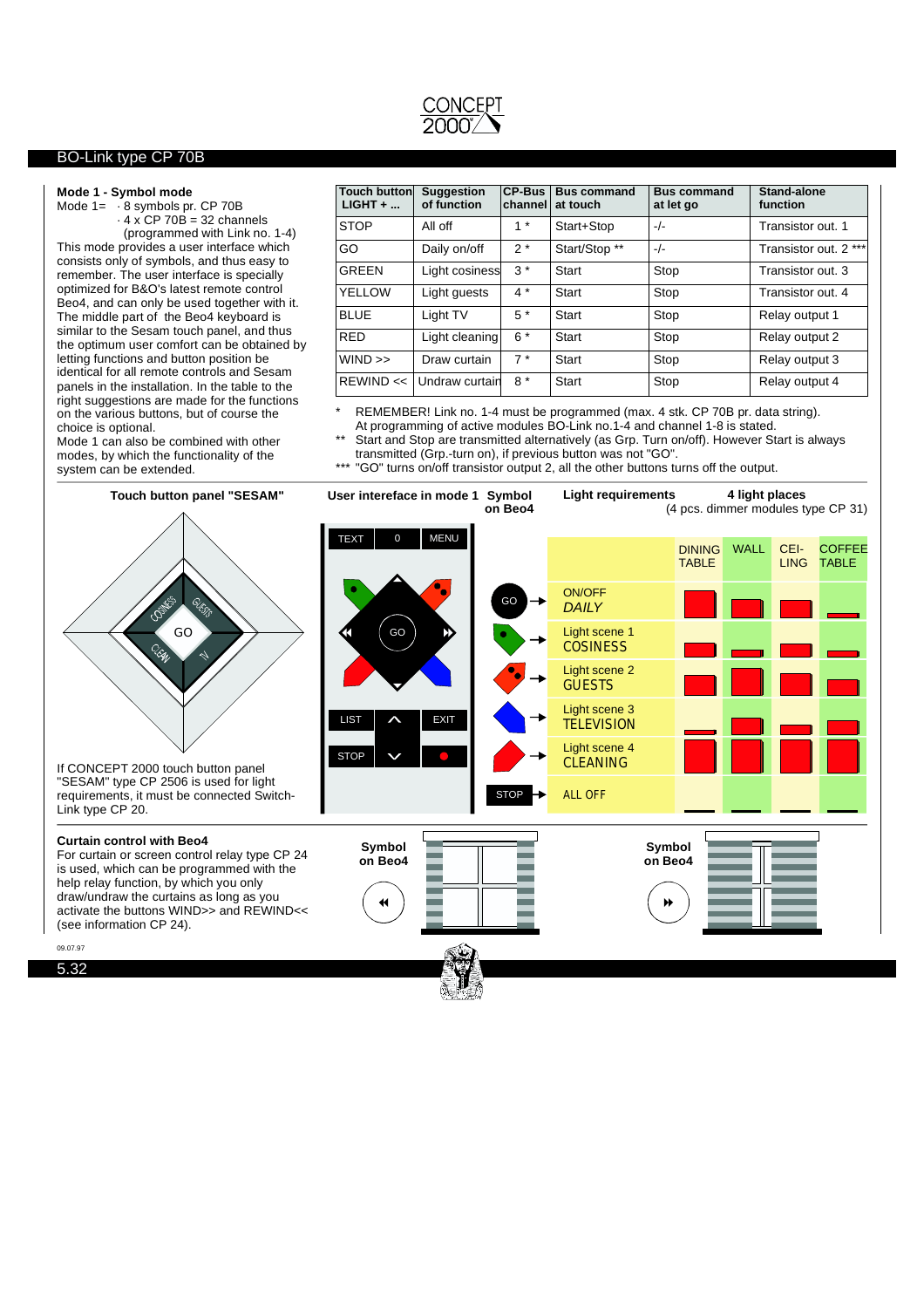## BO-Link type CP 70B

### Mode 1 - Symbol mode

Mode 1= · 8 symbols pr. CP 70B
· 4 x CP 70B = 32 channels (programmed with Link no. 1-4)

This mode provides a user interface which consists only of symbols, and thus easy to remember. The user interface is specially optimized for B&O's latest remote control Beo4, and can only be used together with it. The middle part of the Beo4 keyboard is similar to the Sesam touch panel, and thus the optimum user comfort can be obtained by letting functions and button position be identical for all remote controls and Sesam panels in the installation. In the table to the right suggestions are made for the functions on the various buttons, but of course the choice is optional.

Mode 1 can also be combined with other modes, by which the functionality of the system can be extended.

| Touch button LIGHT + ... | Suggestion of function | CP-Bus channel | Bus command at touch | Bus command at let go | Stand-alone function |
|---|---|---|---|---|---|
| STOP | All off | 1 * | Start+Stop | -/- | Transistor out. 1 |
| GO | Daily on/off | 2 * | Start/Stop ** | -/- | Transistor out. 2 *** |
| GREEN | Light cosiness | 3 * | Start | Stop | Transistor out. 3 |
| YELLOW | Light guests | 4 * | Start | Stop | Transistor out. 4 |
| BLUE | Light TV | 5 * | Start | Stop | Relay output 1 |
| RED | Light cleaning | 6 * | Start | Stop | Relay output 2 |
| WIND >> | Draw curtain | 7 * | Start | Stop | Relay output 3 |
| REWIND << | Undraw curtain | 8 * | Start | Stop | Relay output 4 |

\* REMEMBER! Link no. 1-4 must be programmed (max. 4 stk. CP 70B pr. data string). At programming of active modules BO-Link no.1-4 and channel 1-8 is stated.

\** Start and Stop are transmitted alternatively (as Grp. Turn on/off). However Start is always transmitted (Grp.-turn on), if previous button was not "GO".

\*** "GO" turns on/off transistor output 2, all the other buttons turns off the output.

**Touch button panel "SESAM"**

COSINESS, GUESTS, GO, CLEAN, TV

If CONCEPT 2000 touch button panel "SESAM" type CP 2506 is used for light requirements, it must be connected Switch-Link type CP 20.

**User intereface in mode 1** | **Symbol on Beo4** | **Light requirements** | **4 light places** (4 pcs. dimmer modules type CP 31)

TEXT, 0, MENU, GO, LIST, EXIT, STOP

| Symbol on Beo4 | Light requirements | DINING TABLE | WALL | CEI-LING | COFFEE TABLE |
|---|---|---|---|---|---|
| GO | ON/OFF *DAILY* | | | | |
| Green | Light scene 1 COSINESS | | | | |
| Yellow | Light scene 2 GUESTS | | | | |
| Blue | Light scene 3 TELEVISION | | | | |
| Red | Light scene 4 CLEANING | | | | |
| STOP | ALL OFF | | | | |

### Curtain control with Beo4

For curtain or screen control relay type CP 24 is used, which can be programmed with the help relay function, by which you only draw/undraw the curtains as long as you activate the buttons WIND>> and REWIND<< (see information CP 24).

**Symbol on Beo4** ◄◄

**Symbol on Beo4** ►►

09.07.97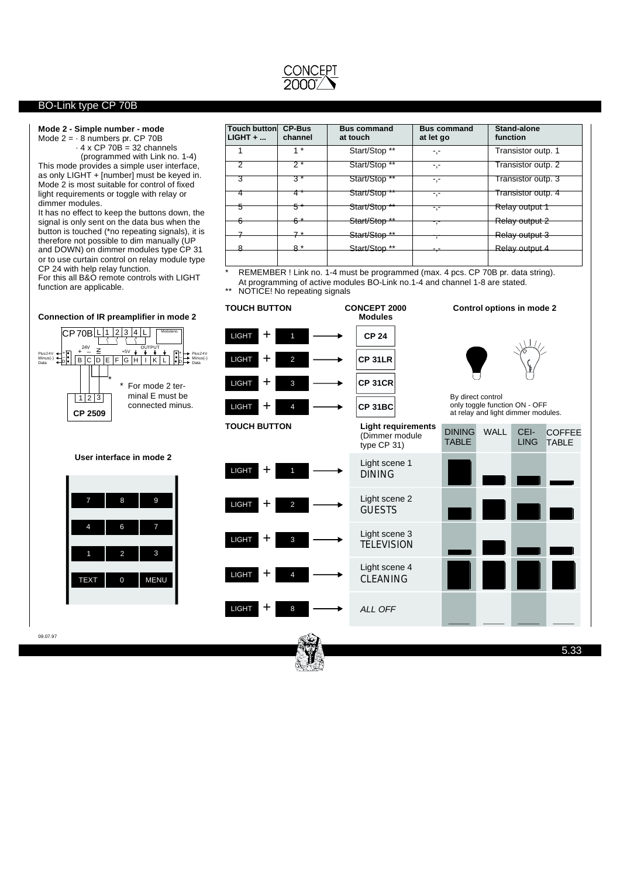BO-Link type CP 70B

**Mode 2 - Simple number - mode**

Mode 2 = · 8 numbers pr. CP 70B
· 4 x CP 70B = 32 channels
(programmed with Link no. 1-4)

This mode provides a simple user interface, as only LIGHT + [number] must be keyed in. Mode 2 is most suitable for control of fixed light requirements or toggle with relay or dimmer modules.

It has no effect to keep the buttons down, the signal is only sent on the data bus when the button is touched (*no repeating signals), it is therefore not possible to dim manually (UP and DOWN) on dimmer modules type CP 31 or to use curtain control on relay module type CP 24 with help relay function.

For this all B&O remote controls with LIGHT function are applicable.

| Touch button LIGHT + ... | CP-Bus channel | Bus command at touch | Bus command at let go | Stand-alone function |
|---|---|---|---|---|
| 1 | 1 * | Start/Stop ** | -,- | Transistor outp. 1 |
| 2 | 2 * | Start/Stop ** | -,- | Transistor outp. 2 |
| 3 | 3 * | Start/Stop ** | -,- | Transistor outp. 3 |
| 4 | 4 * | Start/Stop ** | -,- | Transistor outp. 4 |
| 5 | 5 * | Start/Stop ** | -,- | Relay output 1 |
| 6 | 6 * | Start/Stop ** | -,- | Relay output 2 |
| 7 | 7 * | Start/Stop ** | -,- | Relay output 3 |
| 8 | 8 * | Start/Stop ** | -,- | Relay output 4 |
| | | | | |

\* REMEMBER ! Link no. 1-4 must be programmed (max. 4 pcs. CP 70B pr. data string). At programming of active modules BO-Link no.1-4 and channel 1-8 are stated.

\** NOTICE! No repeating signals

**Connection of IR preamplifier in mode 2**

CP 70B: L 1 2 3 4 L, Moduleno. — 24V + –, IR, +5V, OUTPUT — Plus24V, Minus(-), Data — B C D E F G H I K L

CP 2509: 1 2 3

\* For mode 2 terminal E must be connected minus.

**User interface in mode 2**

| | | |
|---|---|---|
| 7 | 8 | 9 |
| 4 | 6 | 7 |
| 1 | 2 | 3 |
| TEXT | 0 | MENU |

| TOUCH BUTTON | CONCEPT 2000 Modules |
|---|---|
| LIGHT + 1 | CP 24 |
| LIGHT + 2 | CP 31LR |
| LIGHT + 3 | CP 31CR |
| LIGHT + 4 | CP 31BC |

**Control options in mode 2**

By direct control only toggle function ON - OFF at relay and light dimmer modules.

| TOUCH BUTTON | Light requirements (Dimmer module type CP 31) | DINING TABLE | WALL | CEILING | COFFEE TABLE |
|---|---|---|---|---|---|
| LIGHT + 1 | Light scene 1 DINING | | | | |
| LIGHT + 2 | Light scene 2 GUESTS | | | | |
| LIGHT + 3 | Light scene 3 TELEVISION | | | | |
| LIGHT + 4 | Light scene 4 CLEANING | | | | |
| LIGHT + 8 | *ALL OFF* | | | | |

09.07.97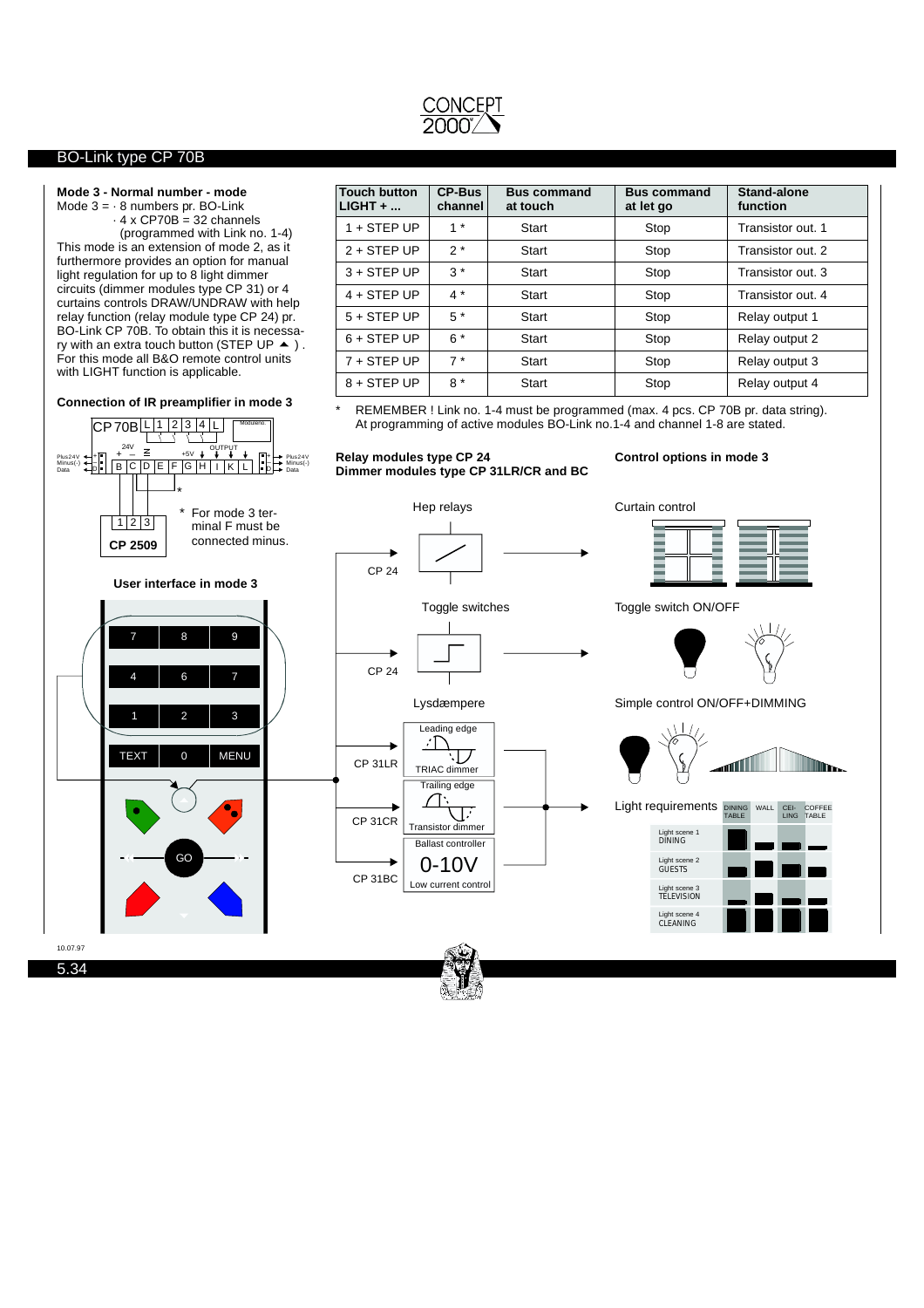## BO-Link type CP 70B

### Mode 3 - Normal number - mode

Mode 3 = · 8 numbers pr. BO-Link
· 4 x CP70B = 32 channels
(programmed with Link no. 1-4)

This mode is an extension of mode 2, as it furthermore provides an option for manual light regulation for up to 8 light dimmer circuits (dimmer modules type CP 31) or 4 curtains controls DRAW/UNDRAW with help relay function (relay module type CP 24) pr. BO-Link CP 70B. To obtain this it is necessary with an extra touch button (STEP UP ▲ ). For this mode all B&O remote control units with LIGHT function is applicable.

| Touch button LIGHT + ... | CP-Bus channel | Bus command at touch | Bus command at let go | Stand-alone function |
|---|---|---|---|---|
| 1 + STEP UP | 1 * | Start | Stop | Transistor out. 1 |
| 2 + STEP UP | 2 * | Start | Stop | Transistor out. 2 |
| 3 + STEP UP | 3 * | Start | Stop | Transistor out. 3 |
| 4 + STEP UP | 4 * | Start | Stop | Transistor out. 4 |
| 5 + STEP UP | 5 * | Start | Stop | Relay output 1 |
| 6 + STEP UP | 6 * | Start | Stop | Relay output 2 |
| 7 + STEP UP | 7 * | Start | Stop | Relay output 3 |
| 8 + STEP UP | 8 * | Start | Stop | Relay output 4 |

\* REMEMBER ! Link no. 1-4 must be programmed (max. 4 pcs. CP 70B pr. data string). At programming of active modules BO-Link no.1-4 and channel 1-8 are stated.

### Connection of IR preamplifier in mode 3

CP 70B L 1 2 3 4 L Modulenr.

24V + – ≅ +5V OUTPUT

Plus24V Minus(-) Data B C D E F G H I K L Plus24V Minus(-) Data

1 2 3 CP 2509

\* For mode 3 terminal F must be connected minus.

### User interface in mode 3

7 8 9
4 6 7
1 2 3
TEXT 0 MENU
GO

### Relay modules type CP 24
### Dimmer modules type CP 31LR/CR and BC

Hep relays — CP 24

Toggle switches — CP 24

Lysdæmpere

CP 31LR — Leading edge, TRIAC dimmer

CP 31CR — Trailing edge, Transistor dimmer

CP 31BC — Ballast controller, 0-10V, Low current control

### Control options in mode 3

Curtain control

Toggle switch ON/OFF

Simple control ON/OFF+DIMMING

Light requirements

| | DINING TABLE | WALL | CEILING | COFFEE TABLE |
|---|---|---|---|---|
| Light scene 1 DINING | | | | |
| Light scene 2 GUESTS | | | | |
| Light scene 3 TELEVISION | | | | |
| Light scene 4 CLEANING | | | | |

10.07.97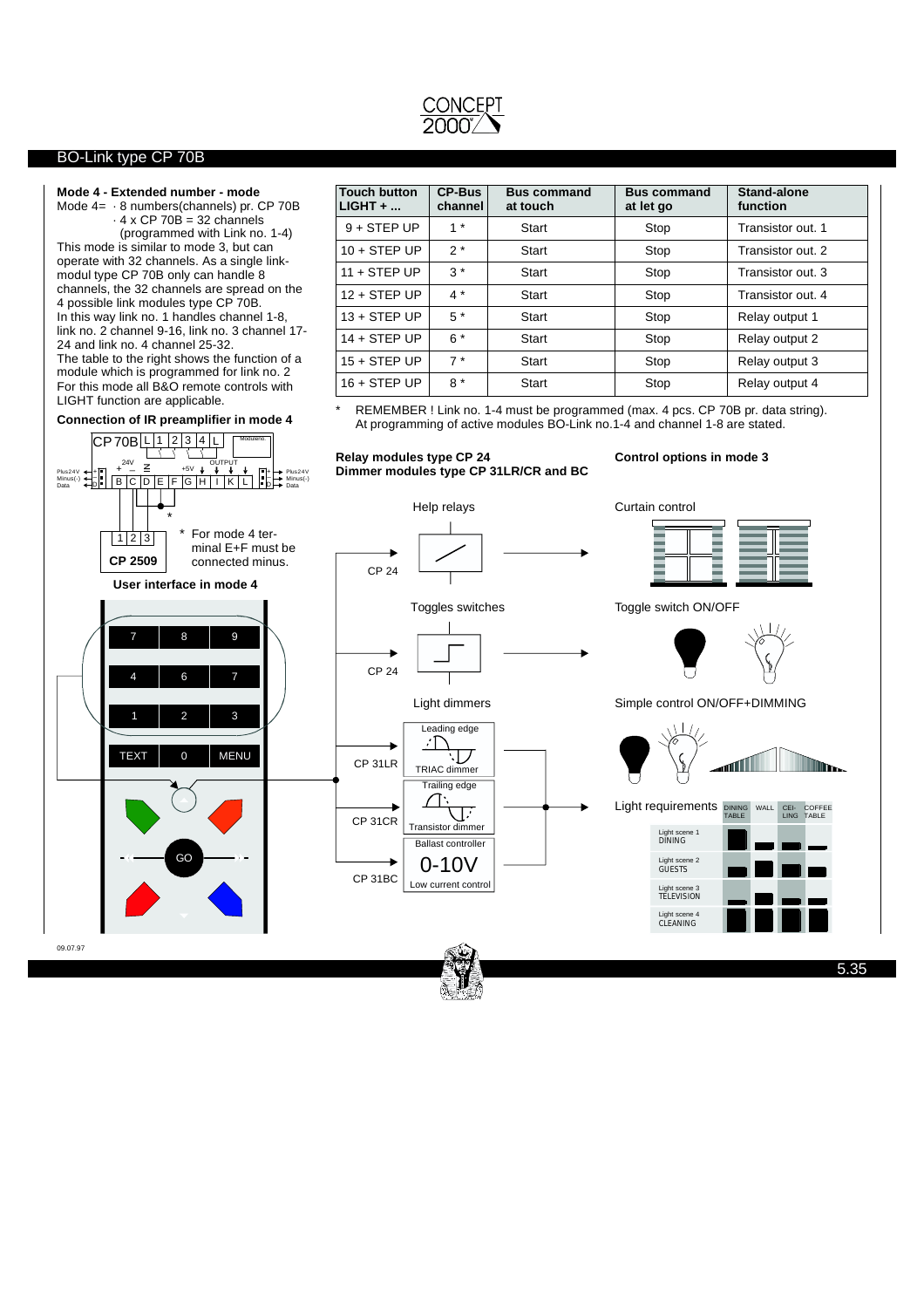## BO-Link type CP 70B

### Mode 4 - Extended number - mode

Mode 4= · 8 numbers(channels) pr. CP 70B
· 4 x CP 70B = 32 channels
(programmed with Link no. 1-4)

This mode is similar to mode 3, but can operate with 32 channels. As a single link-modul type CP 70B only can handle 8 channels, the 32 channels are spread on the 4 possible link modules type CP 70B.
In this way link no. 1 handles channel 1-8, link no. 2 channel 9-16, link no. 3 channel 17-24 and link no. 4 channel 25-32.
The table to the right shows the function of a module which is programmed for link no. 2
For this mode all B&O remote controls with LIGHT function are applicable.

| Touch button LIGHT + ... | CP-Bus channel | Bus command at touch | Bus command at let go | Stand-alone function |
|---|---|---|---|---|
| 9 + STEP UP | 1 * | Start | Stop | Transistor out. 1 |
| 10 + STEP UP | 2 * | Start | Stop | Transistor out. 2 |
| 11 + STEP UP | 3 * | Start | Stop | Transistor out. 3 |
| 12 + STEP UP | 4 * | Start | Stop | Transistor out. 4 |
| 13 + STEP UP | 5 * | Start | Stop | Relay output 1 |
| 14 + STEP UP | 6 * | Start | Stop | Relay output 2 |
| 15 + STEP UP | 7 * | Start | Stop | Relay output 3 |
| 16 + STEP UP | 8 * | Start | Stop | Relay output 4 |

\* REMEMBER ! Link no. 1-4 must be programmed (max. 4 pcs. CP 70B pr. data string). At programming of active modules BO-Link no.1-4 and channel 1-8 are stated.

### Connection of IR preamplifier in mode 4

CP 70B | L | 1 | 2 | 3 | 4 | L | Statusinfo

24V + – | IN | +5V | OUTPUT

Plus24V / Minus(-) / Data — B | C | D | E | F | G | H | I | K | L — Plus24V / Minus(-) / Data

CP 2509 (1 | 2 | 3)

\* For mode 4 terminal E+F must be connected minus.

### User interface in mode 4

7 8 9
4 6 7
1 2 3
TEXT 0 MENU
GO

### Relay modules type CP 24
### Dimmer modules type CP 31LR/CR and BC

Help relays — CP 24

Toggles switches — CP 24

Light dimmers

- CP 31LR — Leading edge — TRIAC dimmer
- CP 31CR — Trailing edge — Transistor dimmer
- CP 31BC — Ballast controller — 0-10V — Low current control

### Control options in mode 3

Curtain control

Toggle switch ON/OFF

Simple control ON/OFF+DIMMING

Light requirements

| | DINING TABLE | WALL | CEILING | COFFEE TABLE |
|---|---|---|---|---|
| Light scene 1 DINING | | | | |
| Light scene 2 GUESTS | | | | |
| Light scene 3 TELEVISION | | | | |
| Light scene 4 CLEANING | | | | |

09.07.97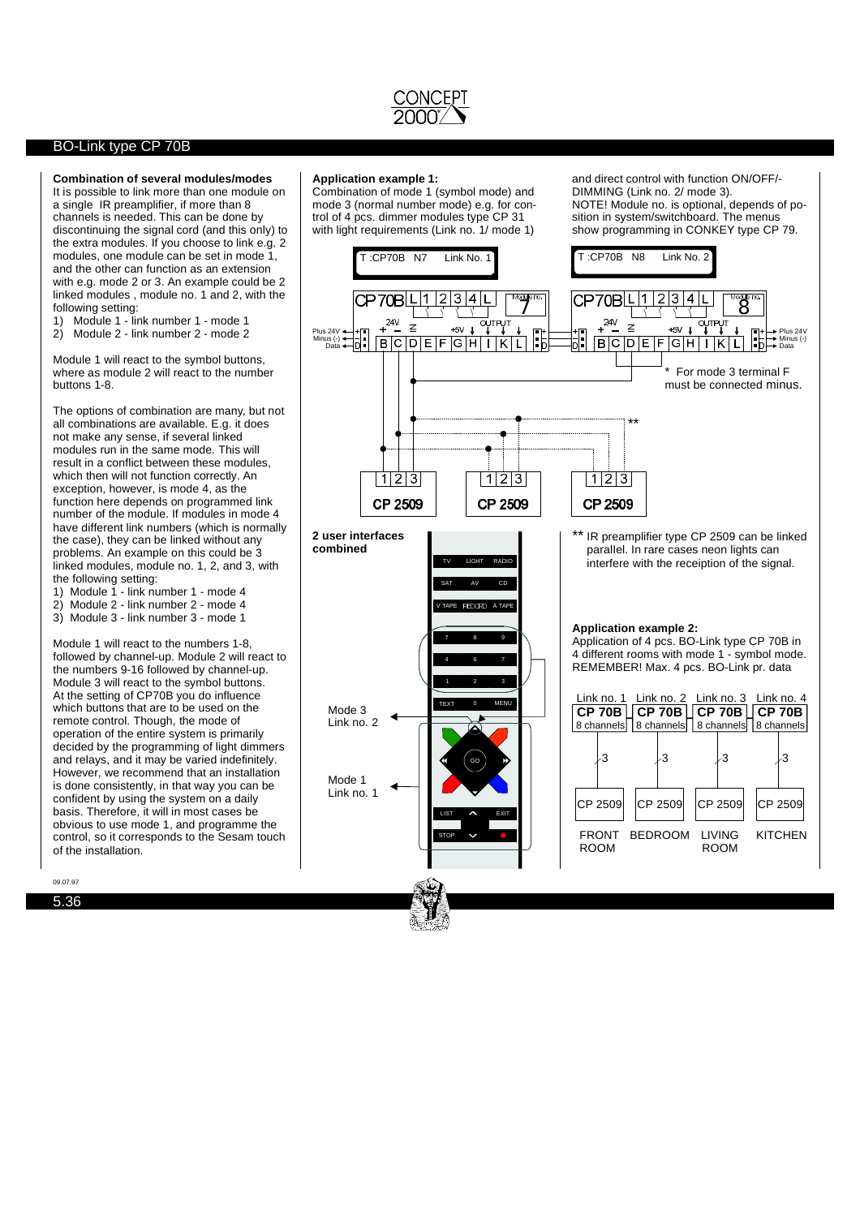## BO-Link type CP 70B

### Combination of several modules/modes

It is possible to link more than one module on a single IR preamplifier, if more than 8 channels is needed. This can be done by discontinuing the signal cord (and this only) to the extra modules. If you choose to link e.g. 2 modules, one module can be set in mode 1, and the other can function as an extension with e.g. mode 2 or 3. An example could be 2 linked modules , module no. 1 and 2, with the following setting:

1) Module 1 - link number 1 - mode 1
2) Module 2 - link number 2 - mode 2

Module 1 will react to the symbol buttons, where as module 2 will react to the number buttons 1-8.

The options of combination are many, but not all combinations are available. E.g. it does not make any sense, if several linked modules run in the same mode. This will result in a conflict between these modules, which then will not function correctly. An exception, however, is mode 4, as the function here depends on programmed link number of the module. If modules in mode 4 have different link numbers (which is normally the case), they can be linked without any problems. An example on this could be 3 linked modules, module no. 1, 2, and 3, with the following setting:

1) Module 1 - link number 1 - mode 4
2) Module 2 - link number 2 - mode 4
3) Module 3 - link number 3 - mode 1

Module 1 will react to the numbers 1-8, followed by channel-up. Module 2 will react to the numbers 9-16 followed by channel-up. Module 3 will react to the symbol buttons. At the setting of CP70B you do influence which buttons that are to be used on the remote control. Though, the mode of operation of the entire system is primarily decided by the programming of light dimmers and relays, and it may be varied indefinitely. However, we recommend that an installation is done consistently, in that way you can be confident by using the system on a daily basis. Therefore, it will in most cases be obvious to use mode 1, and programme the control, so it corresponds to the Sesam touch of the installation.

### Application example 1:

Combination of mode 1 (symbol mode) and mode 3 (normal number mode) e.g. for control of 4 pcs. dimmer modules type CP 31 with light requirements (Link no. 1/ mode 1) and direct control with function ON/OFF/-DIMMING (Link no. 2/ mode 3).

NOTE! Module no. is optional, depends of position in system/switchboard. The menus show programming in CONKEY type CP 79.

T :CP70B N7 Link No. 1

T :CP70B N8 Link No. 2

CP70B L 1 2 3 4 L Module no. 7

CP70B L 1 2 3 4 L Module no. 8

24V + – ≥ +5V OUTPUT

Plus 24V
Minus (-)
Data

B C D E F G H I K L

\* For mode 3 terminal F must be connected minus.

\*\*

1 2 3 CP 2509

1 2 3 CP 2509

1 2 3 CP 2509

**2 user interfaces combined**

Mode 3
Link no. 2

Mode 1
Link no. 1

TV LIGHT RADIO
SAT AV CD
V TAPE RECORD A TAPE
7 8 9
4 6 7
1 2 3
TEXT 0 MENU
GO
LIST EXIT
STOP

\*\* IR preamplifier type CP 2509 can be linked parallel. In rare cases neon lights can interfere with the receiption of the signal.

### Application example 2:

Application of 4 pcs. BO-Link type CP 70B in 4 different rooms with mode 1 - symbol mode. REMEMBER! Max. 4 pcs. BO-Link pr. data

Link no. 1 — CP 70B — 8 channels — 3 — CP 2509 — FRONT ROOM

Link no. 2 — CP 70B — 8 channels — 3 — CP 2509 — BEDROOM

Link no. 3 — CP 70B — 8 channels — 3 — CP 2509 — LIVING ROOM

Link no. 4 — CP 70B — 8 channels — 3 — CP 2509 — KITCHEN

09.07.97